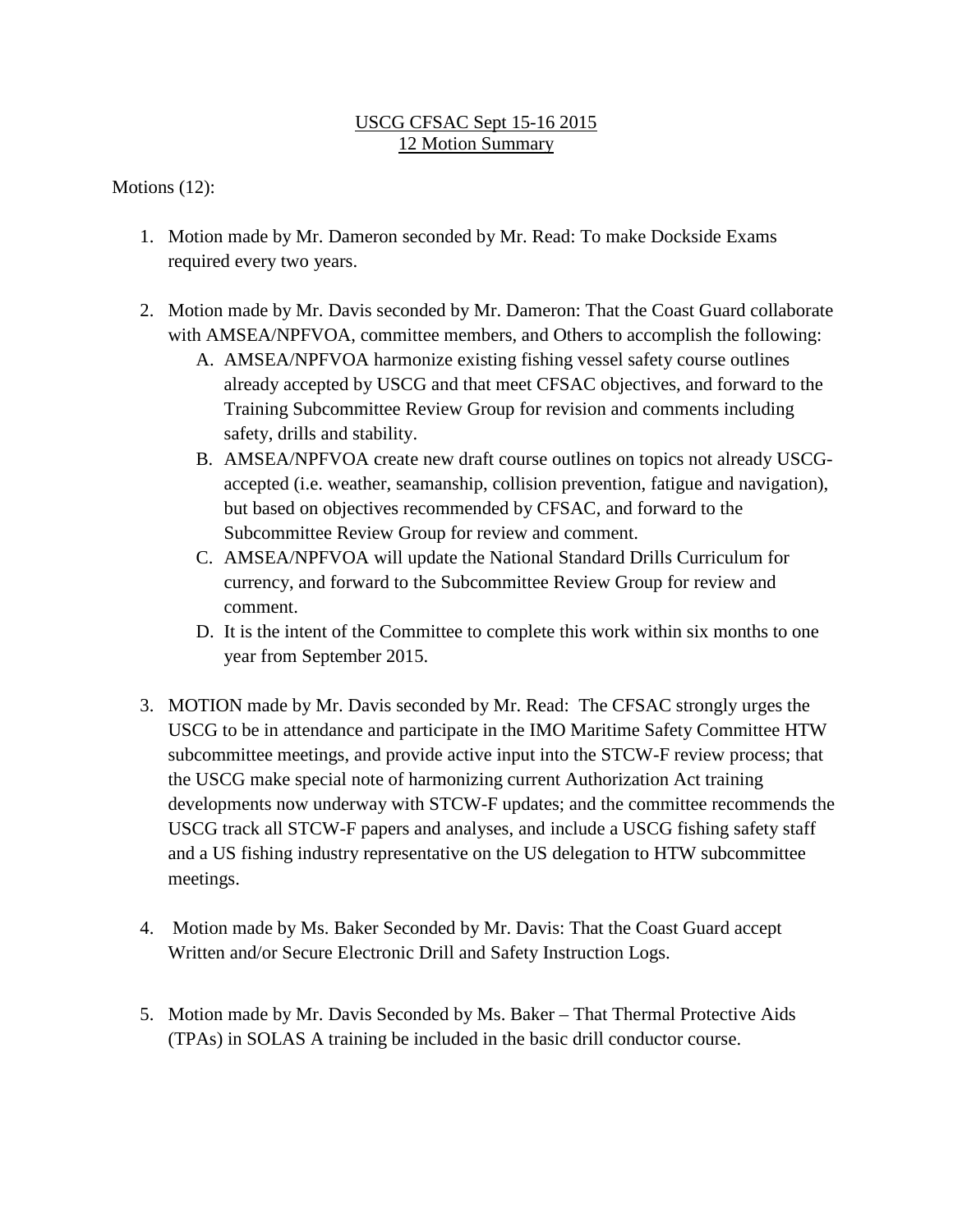USCG CFSAC Sept 15-16 2015
12 Motion Summary

Motions (12):

1. Motion made by Mr. Dameron seconded by Mr. Read: To make Dockside Exams required every two years.

2. Motion made by Mr. Davis seconded by Mr. Dameron: That the Coast Guard collaborate with AMSEA/NPFVOA, committee members, and Others to accomplish the following:
   A. AMSEA/NPFVOA harmonize existing fishing vessel safety course outlines already accepted by USCG and that meet CFSAC objectives, and forward to the Training Subcommittee Review Group for revision and comments including safety, drills and stability.
   B. AMSEA/NPFVOA create new draft course outlines on topics not already USCG-accepted (i.e. weather, seamanship, collision prevention, fatigue and navigation), but based on objectives recommended by CFSAC, and forward to the Subcommittee Review Group for review and comment.
   C. AMSEA/NPFVOA will update the National Standard Drills Curriculum for currency, and forward to the Subcommittee Review Group for review and comment.
   D. It is the intent of the Committee to complete this work within six months to one year from September 2015.

3. MOTION made by Mr. Davis seconded by Mr. Read: The CFSAC strongly urges the USCG to be in attendance and participate in the IMO Maritime Safety Committee HTW subcommittee meetings, and provide active input into the STCW-F review process; that the USCG make special note of harmonizing current Authorization Act training developments now underway with STCW-F updates; and the committee recommends the USCG track all STCW-F papers and analyses, and include a USCG fishing safety staff and a US fishing industry representative on the US delegation to HTW subcommittee meetings.

4. Motion made by Ms. Baker Seconded by Mr. Davis: That the Coast Guard accept Written and/or Secure Electronic Drill and Safety Instruction Logs.

5. Motion made by Mr. Davis Seconded by Ms. Baker – That Thermal Protective Aids (TPAs) in SOLAS A training be included in the basic drill conductor course.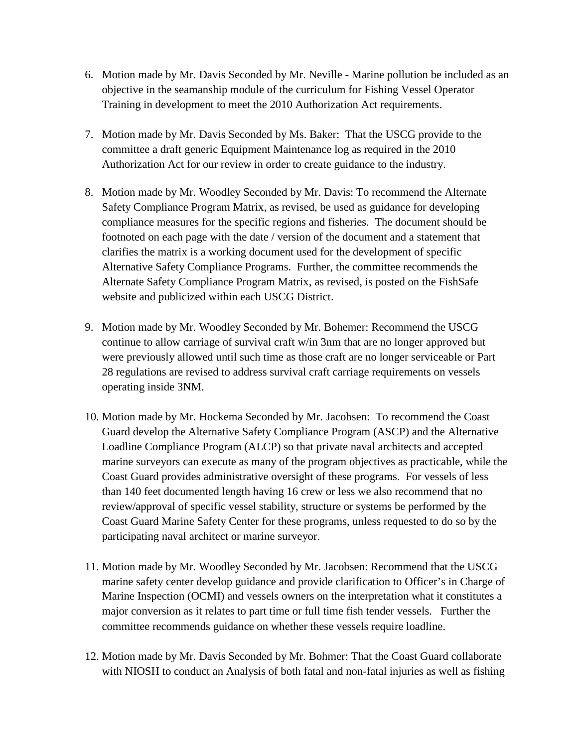6. Motion made by Mr. Davis Seconded by Mr. Neville - Marine pollution be included as an objective in the seamanship module of the curriculum for Fishing Vessel Operator Training in development to meet the 2010 Authorization Act requirements.

7. Motion made by Mr. Davis Seconded by Ms. Baker: That the USCG provide to the committee a draft generic Equipment Maintenance log as required in the 2010 Authorization Act for our review in order to create guidance to the industry.

8. Motion made by Mr. Woodley Seconded by Mr. Davis: To recommend the Alternate Safety Compliance Program Matrix, as revised, be used as guidance for developing compliance measures for the specific regions and fisheries. The document should be footnoted on each page with the date / version of the document and a statement that clarifies the matrix is a working document used for the development of specific Alternative Safety Compliance Programs. Further, the committee recommends the Alternate Safety Compliance Program Matrix, as revised, is posted on the FishSafe website and publicized within each USCG District.

9. Motion made by Mr. Woodley Seconded by Mr. Bohemer: Recommend the USCG continue to allow carriage of survival craft w/in 3nm that are no longer approved but were previously allowed until such time as those craft are no longer serviceable or Part 28 regulations are revised to address survival craft carriage requirements on vessels operating inside 3NM.

10. Motion made by Mr. Hockema Seconded by Mr. Jacobsen: To recommend the Coast Guard develop the Alternative Safety Compliance Program (ASCP) and the Alternative Loadline Compliance Program (ALCP) so that private naval architects and accepted marine surveyors can execute as many of the program objectives as practicable, while the Coast Guard provides administrative oversight of these programs. For vessels of less than 140 feet documented length having 16 crew or less we also recommend that no review/approval of specific vessel stability, structure or systems be performed by the Coast Guard Marine Safety Center for these programs, unless requested to do so by the participating naval architect or marine surveyor.

11. Motion made by Mr. Woodley Seconded by Mr. Jacobsen: Recommend that the USCG marine safety center develop guidance and provide clarification to Officer's in Charge of Marine Inspection (OCMI) and vessels owners on the interpretation what it constitutes a major conversion as it relates to part time or full time fish tender vessels. Further the committee recommends guidance on whether these vessels require loadline.

12. Motion made by Mr. Davis Seconded by Mr. Bohmer: That the Coast Guard collaborate with NIOSH to conduct an Analysis of both fatal and non-fatal injuries as well as fishing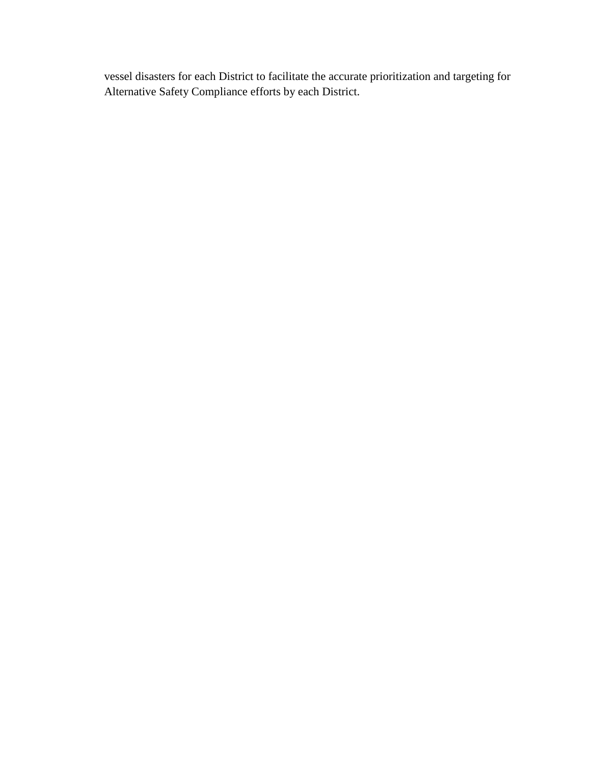vessel disasters for each District to facilitate the accurate prioritization and targeting for Alternative Safety Compliance efforts by each District.